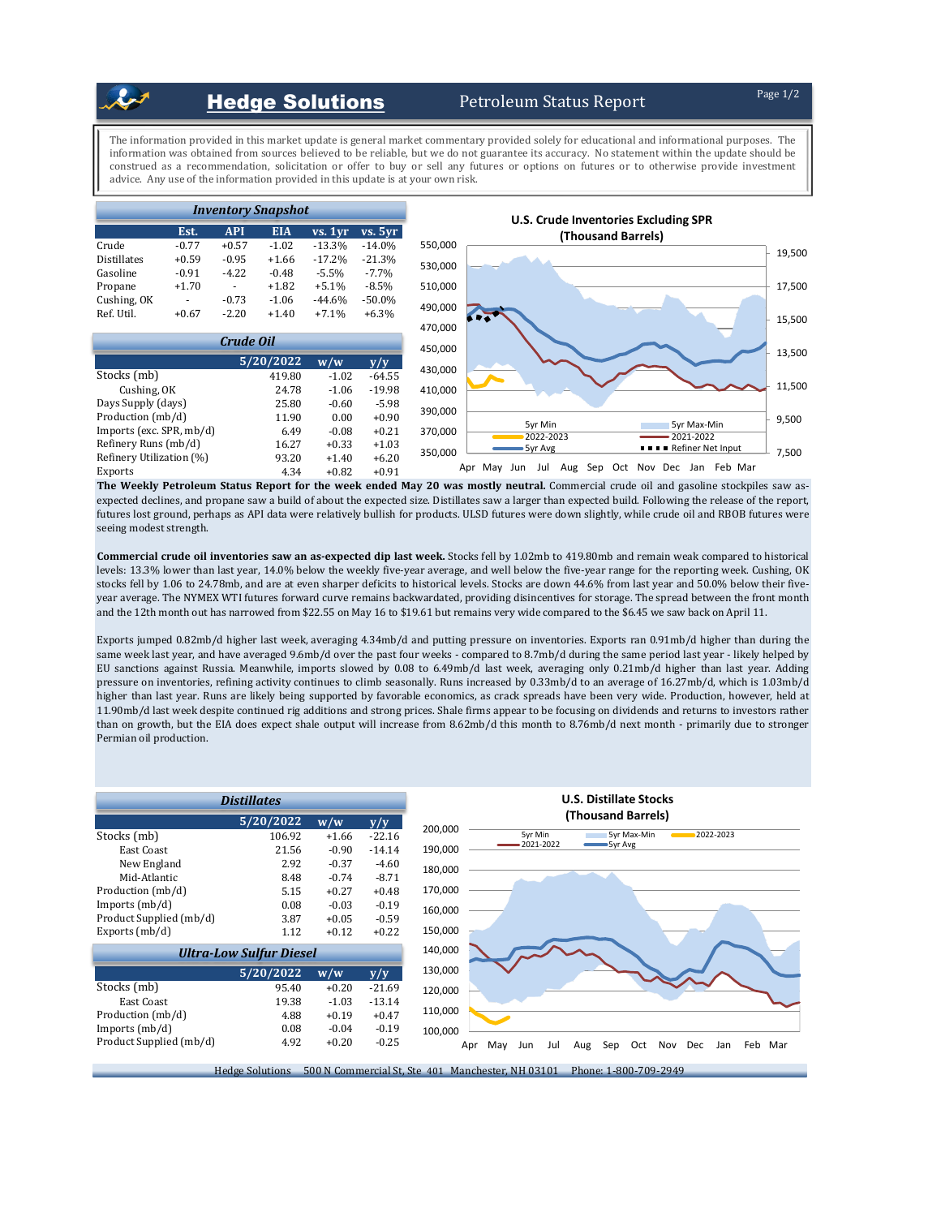# Hedge Solutions — Petroleum Status Report

The information provided in this market update is general market commentary provided solely for educational and informational purposes. The information was obtained from sources believed to be reliable, but we do not guarantee its accuracy. No statement within the update should be construed as a recommendation, solicitation or offer to buy or sell any futures or options on futures or to otherwise provide investment advice. Any use of the information provided in this update is at your own risk.

### Inventory Snapshot

| | Est. | API | EIA | vs. 1yr | vs. 5yr |
|---|---|---|---|---|---|
| Crude | -0.77 | +0.57 | -1.02 | -13.3% | -14.0% |
| Distillates | +0.59 | -0.95 | +1.66 | -17.2% | -21.3% |
| Gasoline | -0.91 | -4.22 | -0.48 | -5.5% | -7.7% |
| Propane | +1.70 | - | +1.82 | +5.1% | -8.5% |
| Cushing, OK | - | -0.73 | -1.06 | -44.6% | -50.0% |
| Ref. Util. | +0.67 | -2.20 | +1.40 | +7.1% | +6.3% |

### Crude Oil

| | 5/20/2022 | w/w | y/y |
|---|---|---|---|
| Stocks (mb) | 419.80 | -1.02 | -64.55 |
| Cushing, OK | 24.78 | -1.06 | -19.98 |
| Days Supply (days) | 25.80 | -0.60 | -5.98 |
| Production (mb/d) | 11.90 | 0.00 | +0.90 |
| Imports (exc. SPR, mb/d) | 6.49 | -0.08 | +0.21 |
| Refinery Runs (mb/d) | 16.27 | +0.33 | +1.03 |
| Refinery Utilization (%) | 93.20 | +1.40 | +6.20 |
| Exports | 4.34 | +0.82 | +0.91 |

**U.S. Crude Inventories Excluding SPR (Thousand Barrels)**

**The Weekly Petroleum Status Report for the week ended May 20 was mostly neutral.** Commercial crude oil and gasoline stockpiles saw as-expected declines, and propane saw a build of about the expected size. Distillates saw a larger than expected build. Following the release of the report, futures lost ground, perhaps as API data were relatively bullish for products. ULSD futures were down slightly, while crude oil and RBOB futures were seeing modest strength.

**Commercial crude oil inventories saw an as-expected dip last week.** Stocks fell by 1.02mb to 419.80mb and remain weak compared to historical levels: 13.3% lower than last year, 14.0% below the weekly five-year average, and well below the five-year range for the reporting week. Cushing, OK stocks fell by 1.06 to 24.78mb, and are at even sharper deficits to historical levels. Stocks are down 44.6% from last year and 50.0% below their five-year average. The NYMEX WTI futures forward curve remains backwardated, providing disincentives for storage. The spread between the front month and the 12th month out has narrowed from $22.55 on May 16 to $19.61 but remains very wide compared to the $6.45 we saw back on April 11.

Exports jumped 0.82mb/d higher last week, averaging 4.34mb/d and putting pressure on inventories. Exports ran 0.91mb/d higher than during the same week last year, and have averaged 9.6mb/d over the past four weeks - compared to 8.7mb/d during the same period last year - likely helped by EU sanctions against Russia. Meanwhile, imports slowed by 0.08 to 6.49mb/d last week, averaging only 0.21mb/d higher than last year. Adding pressure on inventories, refining activity continues to climb seasonally. Runs increased by 0.33mb/d to an average of 16.27mb/d, which is 1.03mb/d higher than last year. Runs are likely being supported by favorable economics, as crack spreads have been very wide. Production, however, held at 11.90mb/d last week despite continued rig additions and strong prices. Shale firms appear to be focusing on dividends and returns to investors rather than on growth, but the EIA does expect shale output will increase from 8.62mb/d this month to 8.76mb/d next month - primarily due to stronger Permian oil production.

### Distillates

| | 5/20/2022 | w/w | y/y |
|---|---|---|---|
| Stocks (mb) | 106.92 | +1.66 | -22.16 |
| East Coast | 21.56 | -0.90 | -14.14 |
| New England | 2.92 | -0.37 | -4.60 |
| Mid-Atlantic | 8.48 | -0.74 | -8.71 |
| Production (mb/d) | 5.15 | +0.27 | +0.48 |
| Imports (mb/d) | 0.08 | -0.03 | -0.19 |
| Product Supplied (mb/d) | 3.87 | +0.05 | -0.59 |
| Exports (mb/d) | 1.12 | +0.12 | +0.22 |

### Ultra-Low Sulfur Diesel

| | 5/20/2022 | w/w | y/y |
|---|---|---|---|
| Stocks (mb) | 95.40 | +0.20 | -21.69 |
| East Coast | 19.38 | -1.03 | -13.14 |
| Production (mb/d) | 4.88 | +0.19 | +0.47 |
| Imports (mb/d) | 0.08 | -0.04 | -0.19 |
| Product Supplied (mb/d) | 4.92 | +0.20 | -0.25 |

**U.S. Distillate Stocks (Thousand Barrels)**

Hedge Solutions 500 N Commercial St, Ste 401 Manchester, NH 03101 Phone: 1-800-709-2949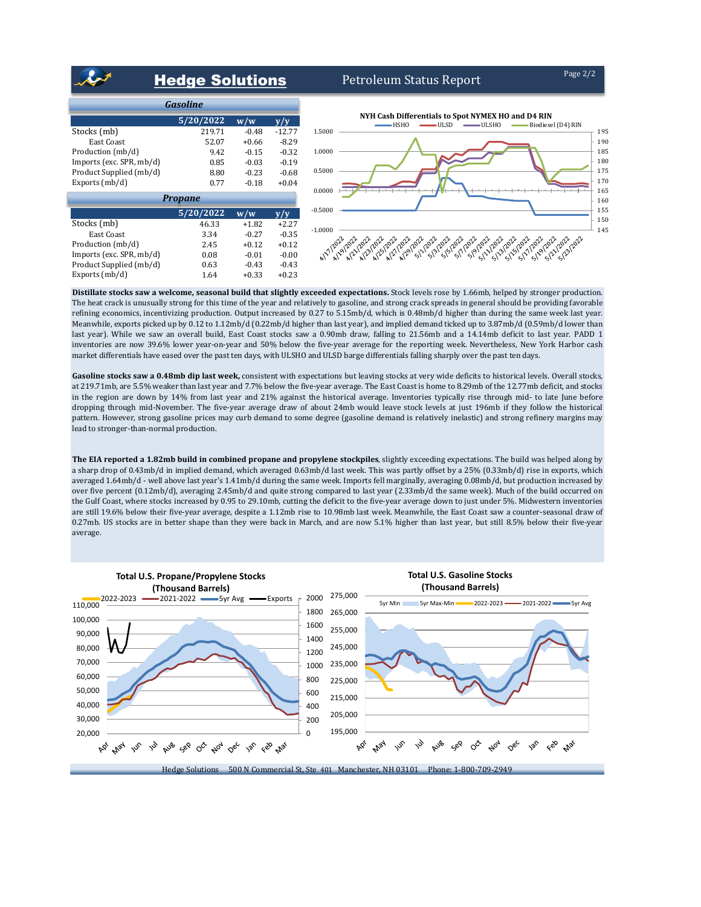## Gasoline

| 5/20/2022 | | w/w | y/y |
|---|---|---|---|
| Stocks (mb) | 219.71 | -0.48 | -12.77 |
| East Coast | 52.07 | +0.66 | -8.29 |
| Production (mb/d) | 9.42 | -0.15 | -0.32 |
| Imports (exc. SPR, mb/d) | 0.85 | -0.03 | -0.19 |
| Product Supplied (mb/d) | 8.80 | -0.23 | -0.68 |
| Exports (mb/d) | 0.77 | -0.18 | +0.04 |

## Propane

| 5/20/2022 | | w/w | y/y |
|---|---|---|---|
| Stocks (mb) | 46.33 | +1.82 | +2.27 |
| East Coast | 3.34 | -0.27 | -0.35 |
| Production (mb/d) | 2.45 | +0.12 | +0.12 |
| Imports (exc. SPR, mb/d) | 0.08 | -0.01 | -0.00 |
| Product Supplied (mb/d) | 0.63 | -0.43 | -0.43 |
| Exports (mb/d) | 1.64 | +0.33 | +0.23 |

NYH Cash Differentials to Spot NYMEX HO and D4 RIN

HSHO ULSD ULSHO Biodiesel (D4) RIN

1.5000
1.0000
0.5000
0.0000
-0.5000
-1.0000

195
190
185
180
175
170
165
160
155
150
145

4/17/2022 4/19/2022 4/21/2022 4/23/2022 4/25/2022 4/27/2022 4/29/2022 5/1/2022 5/3/2022 5/5/2022 5/7/2022 5/9/2022 5/11/2022 5/13/2022 5/15/2022 5/17/2022 5/19/2022 5/21/2022 5/23/2022

**Distillate stocks saw a welcome, seasonal build that slightly exceeded expectations.** Stock levels rose by 1.66mb, helped by stronger production. The heat crack is unusually strong for this time of the year and relatively to gasoline, and strong crack spreads in general should be providing favorable refining economics, incentivizing production. Output increased by 0.27 to 5.15mb/d, which is 0.48mb/d higher than during the same week last year. Meanwhile, exports picked up by 0.12 to 1.12mb/d (0.22mb/d higher than last year), and implied demand ticked up to 3.87mb/d (0.59mb/d lower than last year). While we saw an overall build, East Coast stocks saw a 0.90mb draw, falling to 21.56mb and a 14.14mb deficit to last year. PADD 1 inventories are now 39.6% lower year-on-year and 50% below the five-year average for the reporting week. Nevertheless, New York Harbor cash market differentials have eased over the past ten days, with ULSHO and ULSD barge differentials falling sharply over the past ten days.

**Gasoline stocks saw a 0.48mb dip last week,** consistent with expectations but leaving stocks at very wide deficits to historical levels. Overall stocks, at 219.71mb, are 5.5% weaker than last year and 7.7% below the five-year average. The East Coast is home to 8.29mb of the 12.77mb deficit, and stocks in the region are down by 14% from last year and 21% against the historical average. Inventories typically rise through mid- to late June before dropping through mid-November. The five-year average draw of about 24mb would leave stock levels at just 196mb if they follow the historical pattern. However, strong gasoline prices may curb demand to some degree (gasoline demand is relatively inelastic) and strong refinery margins may lead to stronger-than-normal production.

**The EIA reported a 1.82mb build in combined propane and propylene stockpiles**, slightly exceeding expectations. The build was helped along by a sharp drop of 0.43mb/d in implied demand, which averaged 0.63mb/d last week. This was partly offset by a 25% (0.33mb/d) rise in exports, which averaged 1.64mb/d - well above last year's 1.41mb/d during the same week. Imports fell marginally, averaging 0.08mb/d, but production increased by over five percent (0.12mb/d), averaging 2.45mb/d and quite strong compared to last year (2.33mb/d the same week). Much of the build occurred on the Gulf Coast, where stocks increased by 0.95 to 29.10mb, cutting the deficit to the five-year average down to just under 5%. Midwestern inventories are still 19.6% below their five-year average, despite a 1.12mb rise to 10.98mb last week. Meanwhile, the East Coast saw a counter-seasonal draw of 0.27mb. US stocks are in better shape than they were back in March, and are now 5.1% higher than last year, but still 8.5% below their five-year average.

Total U.S. Propane/Propylene Stocks
(Thousand Barrels)

2022-2023 2021-2022 5yr Avg Exports

110,000
100,000
90,000
80,000
70,000
60,000
50,000
40,000
30,000
20,000

2000
1800
1600
1400
1200
1000
800
600
400
200
0

Apr May Jun Jul Aug Sep Oct Nov Dec Jan Feb Mar

Total U.S. Gasoline Stocks
(Thousand Barrels)

5yr Min 5yr Max-Min 2022-2023 2021-2022 5yr Avg

275,000
265,000
255,000
245,000
235,000
225,000
215,000
205,000
195,000

Apr May Jun Jul Aug Sep Oct Nov Dec Jan Feb Mar

Hedge Solutions 500 N Commercial St, Ste 401 Manchester, NH 03101 Phone: 1-800-709-2949